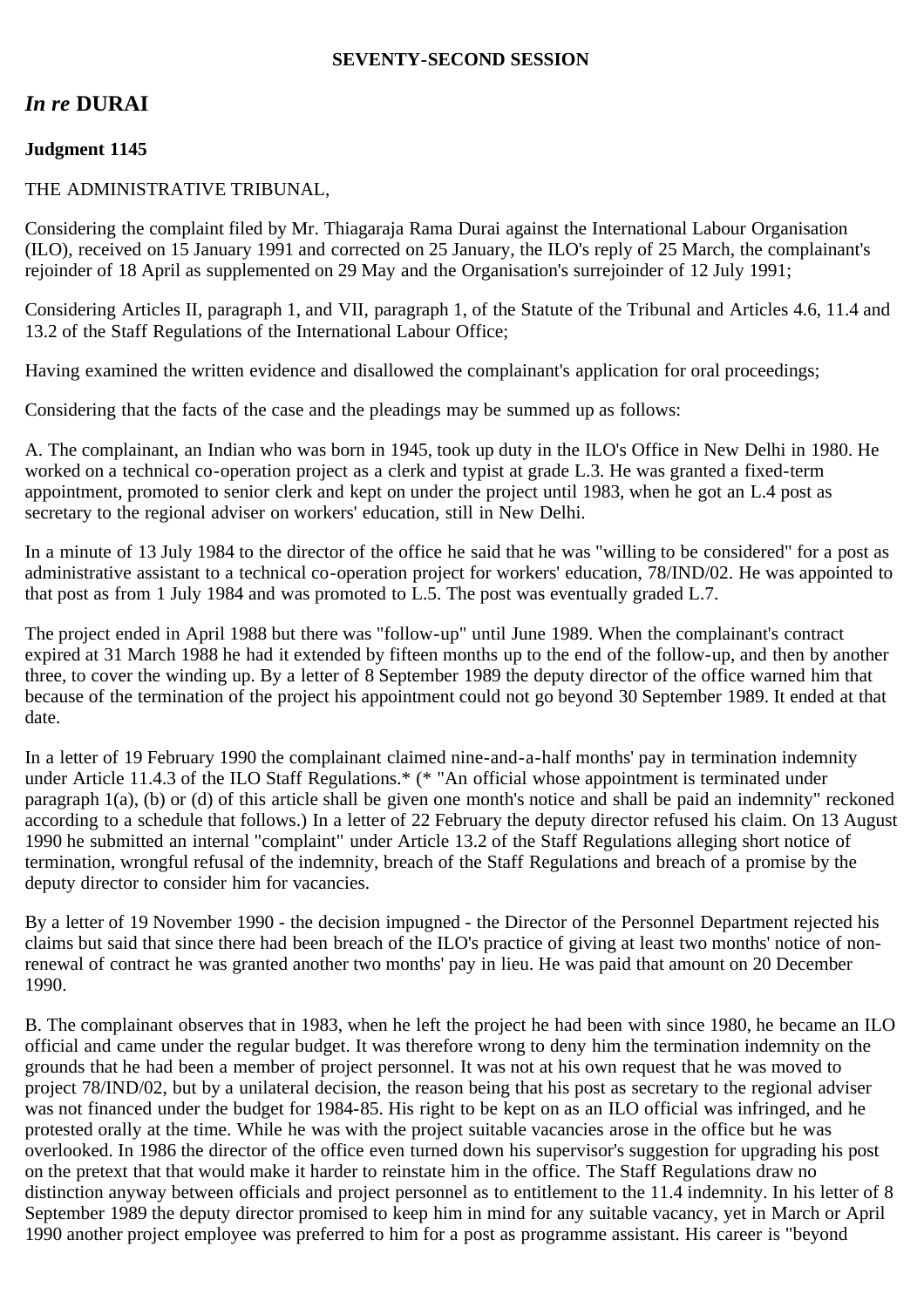**SEVENTY-SECOND SESSION**

## *In re* DURAI

**Judgment 1145**

THE ADMINISTRATIVE TRIBUNAL,

Considering the complaint filed by Mr. Thiagaraja Rama Durai against the International Labour Organisation (ILO), received on 15 January 1991 and corrected on 25 January, the ILO's reply of 25 March, the complainant's rejoinder of 18 April as supplemented on 29 May and the Organisation's surrejoinder of 12 July 1991;

Considering Articles II, paragraph 1, and VII, paragraph 1, of the Statute of the Tribunal and Articles 4.6, 11.4 and 13.2 of the Staff Regulations of the International Labour Office;

Having examined the written evidence and disallowed the complainant's application for oral proceedings;

Considering that the facts of the case and the pleadings may be summed up as follows:

A. The complainant, an Indian who was born in 1945, took up duty in the ILO's Office in New Delhi in 1980. He worked on a technical co-operation project as a clerk and typist at grade L.3. He was granted a fixed-term appointment, promoted to senior clerk and kept on under the project until 1983, when he got an L.4 post as secretary to the regional adviser on workers' education, still in New Delhi.

In a minute of 13 July 1984 to the director of the office he said that he was "willing to be considered" for a post as administrative assistant to a technical co-operation project for workers' education, 78/IND/02. He was appointed to that post as from 1 July 1984 and was promoted to L.5. The post was eventually graded L.7.

The project ended in April 1988 but there was "follow-up" until June 1989. When the complainant's contract expired at 31 March 1988 he had it extended by fifteen months up to the end of the follow-up, and then by another three, to cover the winding up. By a letter of 8 September 1989 the deputy director of the office warned him that because of the termination of the project his appointment could not go beyond 30 September 1989. It ended at that date.

In a letter of 19 February 1990 the complainant claimed nine-and-a-half months' pay in termination indemnity under Article 11.4.3 of the ILO Staff Regulations.* (* "An official whose appointment is terminated under paragraph 1(a), (b) or (d) of this article shall be given one month's notice and shall be paid an indemnity" reckoned according to a schedule that follows.) In a letter of 22 February the deputy director refused his claim. On 13 August 1990 he submitted an internal "complaint" under Article 13.2 of the Staff Regulations alleging short notice of termination, wrongful refusal of the indemnity, breach of the Staff Regulations and breach of a promise by the deputy director to consider him for vacancies.

By a letter of 19 November 1990 - the decision impugned - the Director of the Personnel Department rejected his claims but said that since there had been breach of the ILO's practice of giving at least two months' notice of non-renewal of contract he was granted another two months' pay in lieu. He was paid that amount on 20 December 1990.

B. The complainant observes that in 1983, when he left the project he had been with since 1980, he became an ILO official and came under the regular budget. It was therefore wrong to deny him the termination indemnity on the grounds that he had been a member of project personnel. It was not at his own request that he was moved to project 78/IND/02, but by a unilateral decision, the reason being that his post as secretary to the regional adviser was not financed under the budget for 1984-85. His right to be kept on as an ILO official was infringed, and he protested orally at the time. While he was with the project suitable vacancies arose in the office but he was overlooked. In 1986 the director of the office even turned down his supervisor's suggestion for upgrading his post on the pretext that that would make it harder to reinstate him in the office. The Staff Regulations draw no distinction anyway between officials and project personnel as to entitlement to the 11.4 indemnity. In his letter of 8 September 1989 the deputy director promised to keep him in mind for any suitable vacancy, yet in March or April 1990 another project employee was preferred to him for a post as programme assistant. His career is "beyond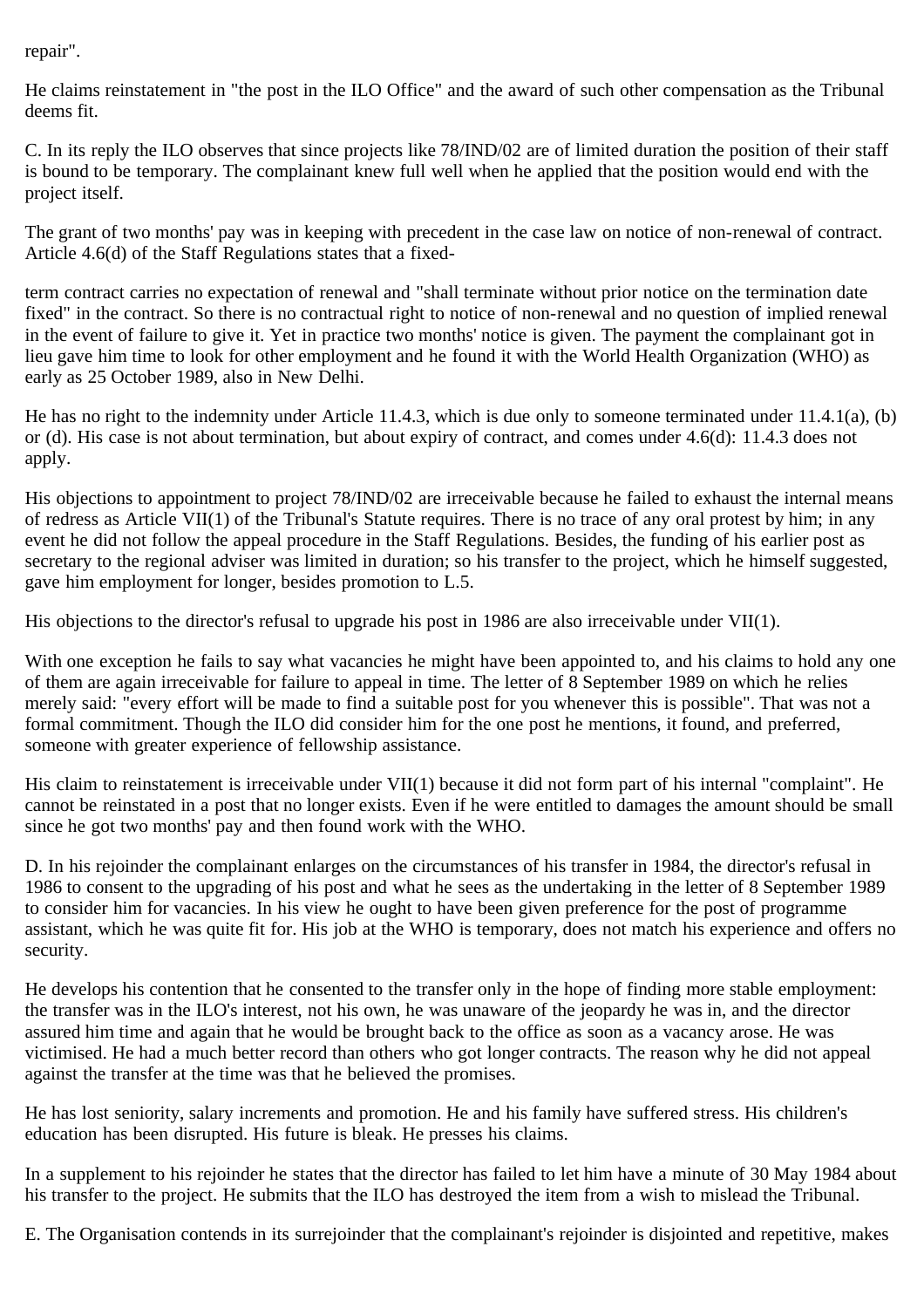repair".

He claims reinstatement in "the post in the ILO Office" and the award of such other compensation as the Tribunal deems fit.

C. In its reply the ILO observes that since projects like 78/IND/02 are of limited duration the position of their staff is bound to be temporary. The complainant knew full well when he applied that the position would end with the project itself.

The grant of two months' pay was in keeping with precedent in the case law on notice of non-renewal of contract. Article 4.6(d) of the Staff Regulations states that a fixed-term contract carries no expectation of renewal and "shall terminate without prior notice on the termination date fixed" in the contract. So there is no contractual right to notice of non-renewal and no question of implied renewal in the event of failure to give it. Yet in practice two months' notice is given. The payment the complainant got in lieu gave him time to look for other employment and he found it with the World Health Organization (WHO) as early as 25 October 1989, also in New Delhi.

He has no right to the indemnity under Article 11.4.3, which is due only to someone terminated under 11.4.1(a), (b) or (d). His case is not about termination, but about expiry of contract, and comes under 4.6(d): 11.4.3 does not apply.

His objections to appointment to project 78/IND/02 are irreceivable because he failed to exhaust the internal means of redress as Article VII(1) of the Tribunal's Statute requires. There is no trace of any oral protest by him; in any event he did not follow the appeal procedure in the Staff Regulations. Besides, the funding of his earlier post as secretary to the regional adviser was limited in duration; so his transfer to the project, which he himself suggested, gave him employment for longer, besides promotion to L.5.

His objections to the director's refusal to upgrade his post in 1986 are also irreceivable under VII(1).

With one exception he fails to say what vacancies he might have been appointed to, and his claims to hold any one of them are again irreceivable for failure to appeal in time. The letter of 8 September 1989 on which he relies merely said: "every effort will be made to find a suitable post for you whenever this is possible". That was not a formal commitment. Though the ILO did consider him for the one post he mentions, it found, and preferred, someone with greater experience of fellowship assistance.

His claim to reinstatement is irreceivable under VII(1) because it did not form part of his internal "complaint". He cannot be reinstated in a post that no longer exists. Even if he were entitled to damages the amount should be small since he got two months' pay and then found work with the WHO.

D. In his rejoinder the complainant enlarges on the circumstances of his transfer in 1984, the director's refusal in 1986 to consent to the upgrading of his post and what he sees as the undertaking in the letter of 8 September 1989 to consider him for vacancies. In his view he ought to have been given preference for the post of programme assistant, which he was quite fit for. His job at the WHO is temporary, does not match his experience and offers no security.

He develops his contention that he consented to the transfer only in the hope of finding more stable employment: the transfer was in the ILO's interest, not his own, he was unaware of the jeopardy he was in, and the director assured him time and again that he would be brought back to the office as soon as a vacancy arose. He was victimised. He had a much better record than others who got longer contracts. The reason why he did not appeal against the transfer at the time was that he believed the promises.

He has lost seniority, salary increments and promotion. He and his family have suffered stress. His children's education has been disrupted. His future is bleak. He presses his claims.

In a supplement to his rejoinder he states that the director has failed to let him have a minute of 30 May 1984 about his transfer to the project. He submits that the ILO has destroyed the item from a wish to mislead the Tribunal.

E. The Organisation contends in its surrejoinder that the complainant's rejoinder is disjointed and repetitive, makes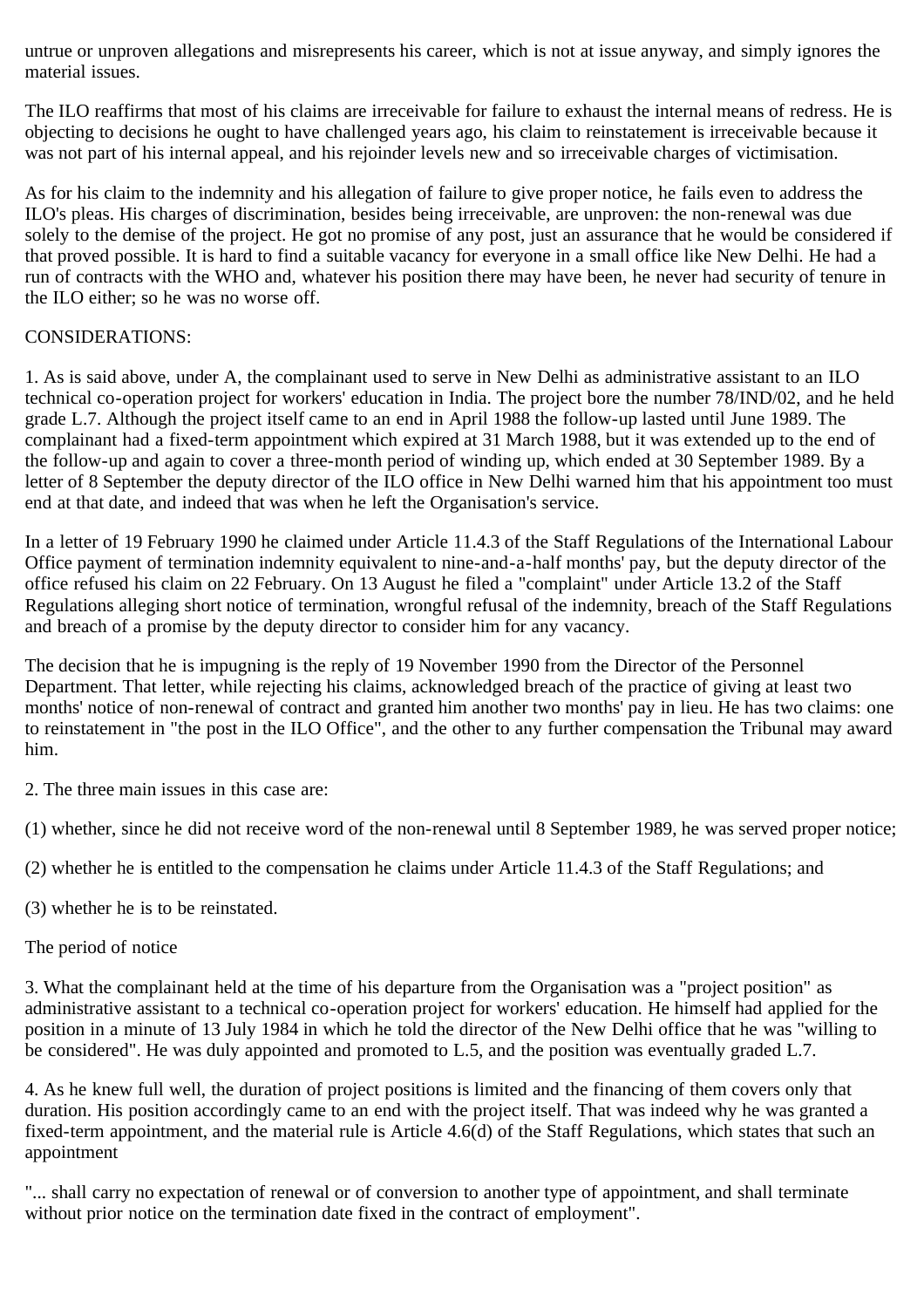untrue or unproven allegations and misrepresents his career, which is not at issue anyway, and simply ignores the material issues.

The ILO reaffirms that most of his claims are irreceivable for failure to exhaust the internal means of redress. He is objecting to decisions he ought to have challenged years ago, his claim to reinstatement is irreceivable because it was not part of his internal appeal, and his rejoinder levels new and so irreceivable charges of victimisation.

As for his claim to the indemnity and his allegation of failure to give proper notice, he fails even to address the ILO's pleas. His charges of discrimination, besides being irreceivable, are unproven: the non-renewal was due solely to the demise of the project. He got no promise of any post, just an assurance that he would be considered if that proved possible. It is hard to find a suitable vacancy for everyone in a small office like New Delhi. He had a run of contracts with the WHO and, whatever his position there may have been, he never had security of tenure in the ILO either; so he was no worse off.

CONSIDERATIONS:

1. As is said above, under A, the complainant used to serve in New Delhi as administrative assistant to an ILO technical co-operation project for workers' education in India. The project bore the number 78/IND/02, and he held grade L.7. Although the project itself came to an end in April 1988 the follow-up lasted until June 1989. The complainant had a fixed-term appointment which expired at 31 March 1988, but it was extended up to the end of the follow-up and again to cover a three-month period of winding up, which ended at 30 September 1989. By a letter of 8 September the deputy director of the ILO office in New Delhi warned him that his appointment too must end at that date, and indeed that was when he left the Organisation's service.

In a letter of 19 February 1990 he claimed under Article 11.4.3 of the Staff Regulations of the International Labour Office payment of termination indemnity equivalent to nine-and-a-half months' pay, but the deputy director of the office refused his claim on 22 February. On 13 August he filed a "complaint" under Article 13.2 of the Staff Regulations alleging short notice of termination, wrongful refusal of the indemnity, breach of the Staff Regulations and breach of a promise by the deputy director to consider him for any vacancy.

The decision that he is impugning is the reply of 19 November 1990 from the Director of the Personnel Department. That letter, while rejecting his claims, acknowledged breach of the practice of giving at least two months' notice of non-renewal of contract and granted him another two months' pay in lieu. He has two claims: one to reinstatement in "the post in the ILO Office", and the other to any further compensation the Tribunal may award him.

2. The three main issues in this case are:

(1) whether, since he did not receive word of the non-renewal until 8 September 1989, he was served proper notice;

(2) whether he is entitled to the compensation he claims under Article 11.4.3 of the Staff Regulations; and

(3) whether he is to be reinstated.

The period of notice

3. What the complainant held at the time of his departure from the Organisation was a "project position" as administrative assistant to a technical co-operation project for workers' education. He himself had applied for the position in a minute of 13 July 1984 in which he told the director of the New Delhi office that he was "willing to be considered". He was duly appointed and promoted to L.5, and the position was eventually graded L.7.

4. As he knew full well, the duration of project positions is limited and the financing of them covers only that duration. His position accordingly came to an end with the project itself. That was indeed why he was granted a fixed-term appointment, and the material rule is Article 4.6(d) of the Staff Regulations, which states that such an appointment

"... shall carry no expectation of renewal or of conversion to another type of appointment, and shall terminate without prior notice on the termination date fixed in the contract of employment".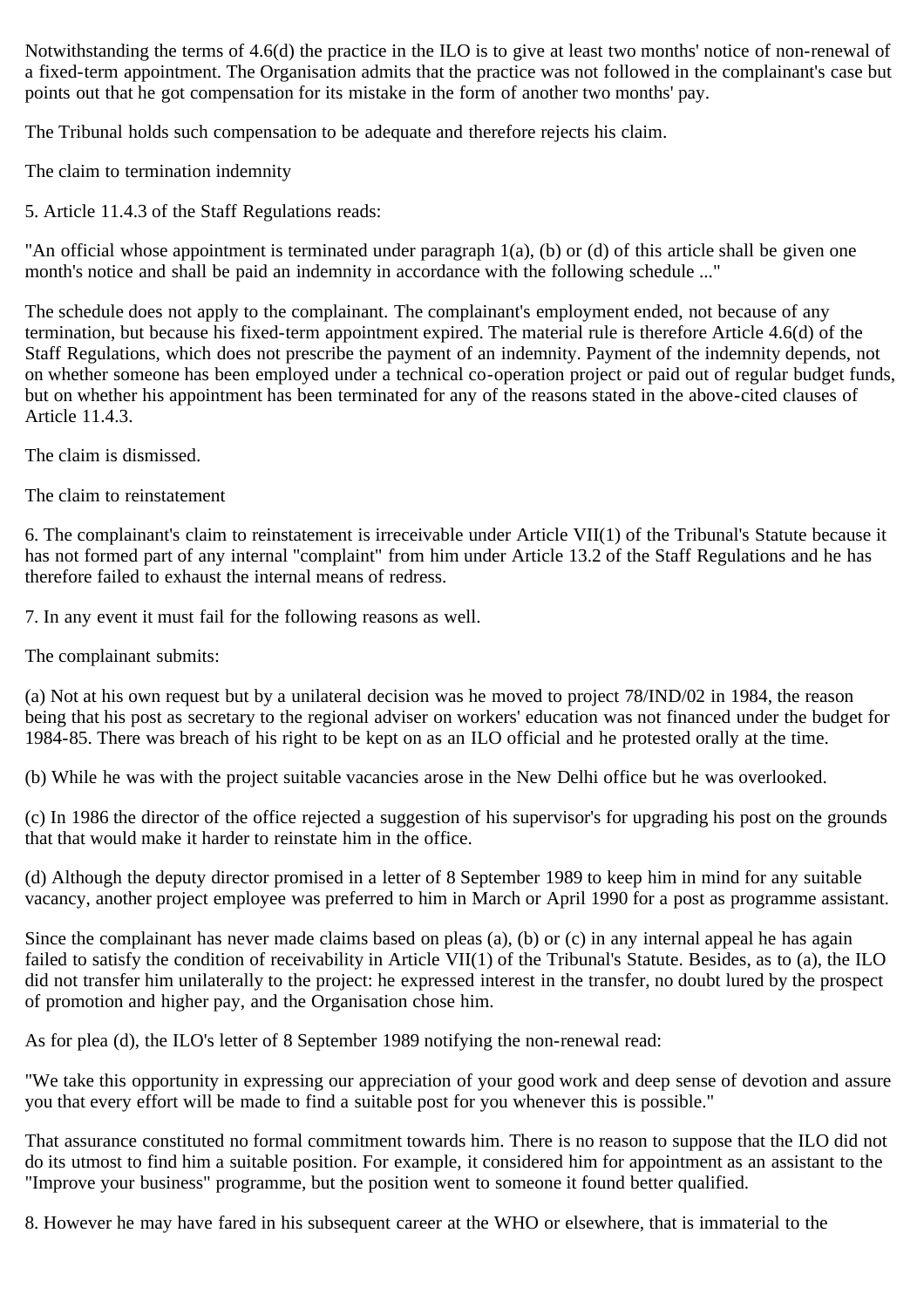Notwithstanding the terms of 4.6(d) the practice in the ILO is to give at least two months' notice of non-renewal of a fixed-term appointment. The Organisation admits that the practice was not followed in the complainant's case but points out that he got compensation for its mistake in the form of another two months' pay.

The Tribunal holds such compensation to be adequate and therefore rejects his claim.

The claim to termination indemnity

5. Article 11.4.3 of the Staff Regulations reads:

"An official whose appointment is terminated under paragraph 1(a), (b) or (d) of this article shall be given one month's notice and shall be paid an indemnity in accordance with the following schedule ..."

The schedule does not apply to the complainant. The complainant's employment ended, not because of any termination, but because his fixed-term appointment expired. The material rule is therefore Article 4.6(d) of the Staff Regulations, which does not prescribe the payment of an indemnity. Payment of the indemnity depends, not on whether someone has been employed under a technical co-operation project or paid out of regular budget funds, but on whether his appointment has been terminated for any of the reasons stated in the above-cited clauses of Article 11.4.3.

The claim is dismissed.

The claim to reinstatement

6. The complainant's claim to reinstatement is irreceivable under Article VII(1) of the Tribunal's Statute because it has not formed part of any internal "complaint" from him under Article 13.2 of the Staff Regulations and he has therefore failed to exhaust the internal means of redress.

7. In any event it must fail for the following reasons as well.

The complainant submits:

(a) Not at his own request but by a unilateral decision was he moved to project 78/IND/02 in 1984, the reason being that his post as secretary to the regional adviser on workers' education was not financed under the budget for 1984-85. There was breach of his right to be kept on as an ILO official and he protested orally at the time.

(b) While he was with the project suitable vacancies arose in the New Delhi office but he was overlooked.

(c) In 1986 the director of the office rejected a suggestion of his supervisor's for upgrading his post on the grounds that that would make it harder to reinstate him in the office.

(d) Although the deputy director promised in a letter of 8 September 1989 to keep him in mind for any suitable vacancy, another project employee was preferred to him in March or April 1990 for a post as programme assistant.

Since the complainant has never made claims based on pleas (a), (b) or (c) in any internal appeal he has again failed to satisfy the condition of receivability in Article VII(1) of the Tribunal's Statute. Besides, as to (a), the ILO did not transfer him unilaterally to the project: he expressed interest in the transfer, no doubt lured by the prospect of promotion and higher pay, and the Organisation chose him.

As for plea (d), the ILO's letter of 8 September 1989 notifying the non-renewal read:

"We take this opportunity in expressing our appreciation of your good work and deep sense of devotion and assure you that every effort will be made to find a suitable post for you whenever this is possible."

That assurance constituted no formal commitment towards him. There is no reason to suppose that the ILO did not do its utmost to find him a suitable position. For example, it considered him for appointment as an assistant to the "Improve your business" programme, but the position went to someone it found better qualified.

8. However he may have fared in his subsequent career at the WHO or elsewhere, that is immaterial to the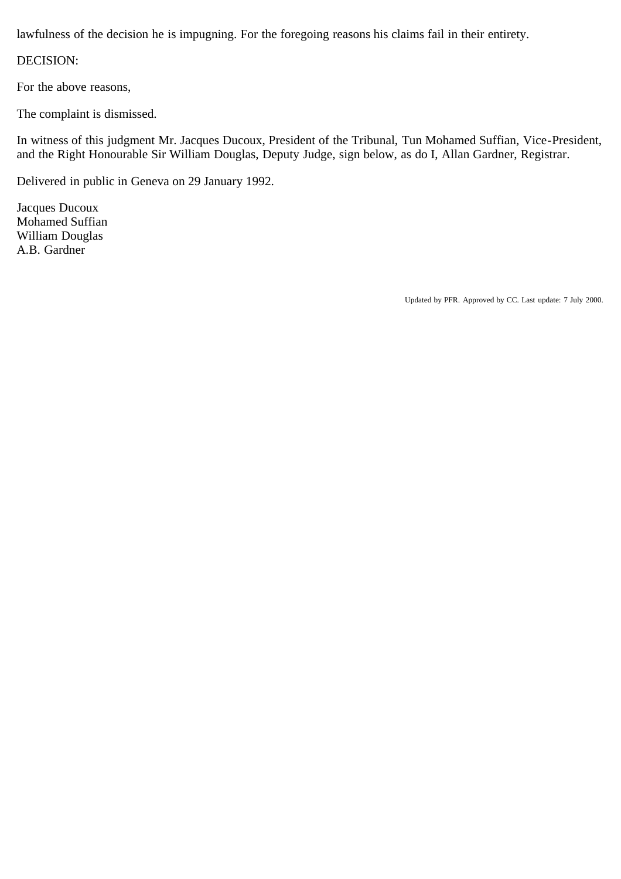lawfulness of the decision he is impugning. For the foregoing reasons his claims fail in their entirety.

DECISION:

For the above reasons,

The complaint is dismissed.

In witness of this judgment Mr. Jacques Ducoux, President of the Tribunal, Tun Mohamed Suffian, Vice-President, and the Right Honourable Sir William Douglas, Deputy Judge, sign below, as do I, Allan Gardner, Registrar.

Delivered in public in Geneva on 29 January 1992.

Jacques Ducoux
Mohamed Suffian
William Douglas
A.B. Gardner

Updated by PFR. Approved by CC. Last update: 7 July 2000.